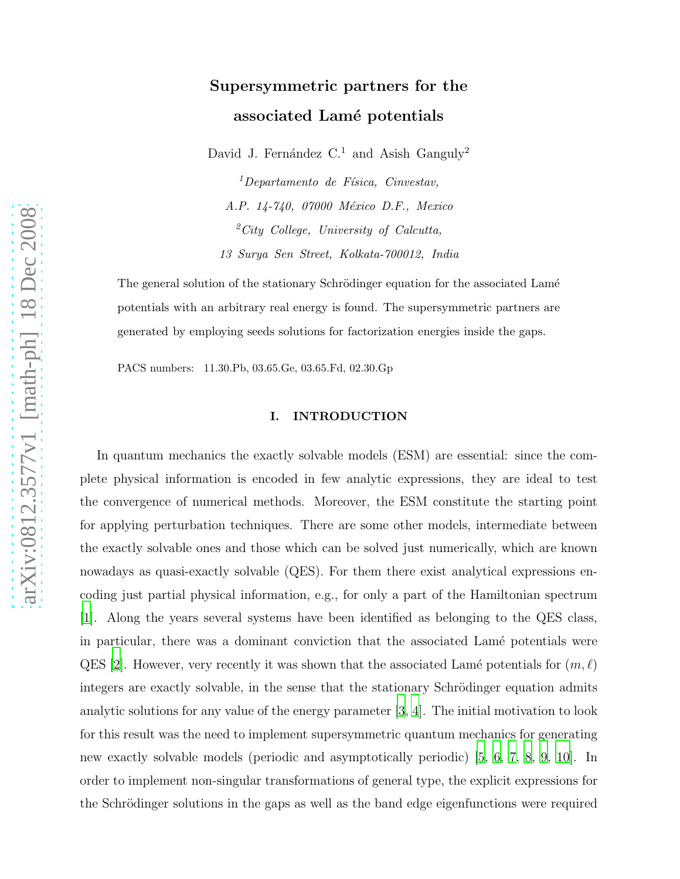# Supersymmetric partners for the associated Lamé potentials

David J. Fernández C.[1] and Asish Ganguly[2]

[1] *Departamento de Física, Cinvestav,*
*A.P. 14-740, 07000 México D.F., Mexico*

[2] *City College, University of Calcutta,*
*13 Surya Sen Street, Kolkata-700012, India*

The general solution of the stationary Schrödinger equation for the associated Lamé potentials with an arbitrary real energy is found. The supersymmetric partners are generated by employing seeds solutions for factorization energies inside the gaps.

PACS numbers: 11.30.Pb, 03.65.Ge, 03.65.Fd, 02.30.Gp

## I. INTRODUCTION

In quantum mechanics the exactly solvable models (ESM) are essential: since the complete physical information is encoded in few analytic expressions, they are ideal to test the convergence of numerical methods. Moreover, the ESM constitute the starting point for applying perturbation techniques. There are some other models, intermediate between the exactly solvable ones and those which can be solved just numerically, which are known nowadays as quasi-exactly solvable (QES). For them there exist analytical expressions encoding just partial physical information, e.g., for only a part of the Hamiltonian spectrum [1]. Along the years several systems have been identified as belonging to the QES class, in particular, there was a dominant conviction that the associated Lamé potentials were QES [2]. However, very recently it was shown that the associated Lamé potentials for $(m, \ell)$ integers are exactly solvable, in the sense that the stationary Schrödinger equation admits analytic solutions for any value of the energy parameter [3, 4]. The initial motivation to look for this result was the need to implement supersymmetric quantum mechanics for generating new exactly solvable models (periodic and asymptotically periodic) [5, 6, 7, 8, 9, 10]. In order to implement non-singular transformations of general type, the explicit expressions for the Schrödinger solutions in the gaps as well as the band edge eigenfunctions were required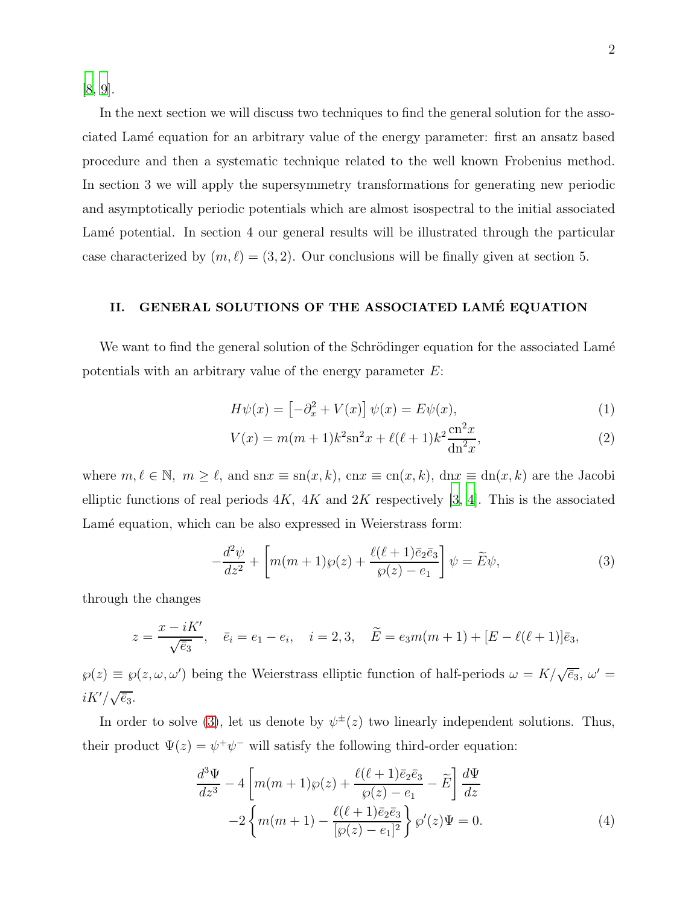[8, 9].

In the next section we will discuss two techniques to find the general solution for the associated Lamé equation for an arbitrary value of the energy parameter: first an ansatz based procedure and then a systematic technique related to the well known Frobenius method. In section 3 we will apply the supersymmetry transformations for generating new periodic and asymptotically periodic potentials which are almost isospectral to the initial associated Lamé potential. In section 4 our general results will be illustrated through the particular case characterized by $(m, \ell) = (3, 2)$. Our conclusions will be finally given at section 5.

## II. GENERAL SOLUTIONS OF THE ASSOCIATED LAMÉ EQUATION

We want to find the general solution of the Schrödinger equation for the associated Lamé potentials with an arbitrary value of the energy parameter $E$:

$$H\psi(x) = \left[-\partial_x^2 + V(x)\right]\psi(x) = E\psi(x), \tag{1}$$

$$V(x) = m(m+1)k^2\mathrm{sn}^2x + \ell(\ell+1)k^2\frac{\mathrm{cn}^2x}{\mathrm{dn}^2x}, \tag{2}$$

where $m, \ell \in \mathbb{N},\ m \geq \ell$, and $\mathrm{sn}x \equiv \mathrm{sn}(x,k)$, $\mathrm{cn}x \equiv \mathrm{cn}(x,k)$, $\mathrm{dn}x \equiv \mathrm{dn}(x,k)$ are the Jacobi elliptic functions of real periods $4K$, $4K$ and $2K$ respectively [3, 4]. This is the associated Lamé equation, which can be also expressed in Weierstrass form:

$$-\frac{d^2\psi}{dz^2} + \left[m(m+1)\wp(z) + \frac{\ell(\ell+1)\bar{e}_2\bar{e}_3}{\wp(z) - e_1}\right]\psi = \widetilde{E}\psi, \tag{3}$$

through the changes

$$z = \frac{x - iK'}{\sqrt{\bar{e}_3}}, \quad \bar{e}_i = e_1 - e_i, \quad i = 2, 3, \quad \widetilde{E} = e_3 m(m+1) + [E - \ell(\ell+1)]\bar{e}_3,$$

$\wp(z) \equiv \wp(z, \omega, \omega')$ being the Weierstrass elliptic function of half-periods $\omega = K/\sqrt{\bar{e}_3}$, $\omega' = iK'/\sqrt{\bar{e}_3}$.

In order to solve (3), let us denote by $\psi^{\pm}(z)$ two linearly independent solutions. Thus, their product $\Psi(z) = \psi^+\psi^-$ will satisfy the following third-order equation:

$$\begin{aligned}
\frac{d^3\Psi}{dz^3} - 4\left[m(m+1)\wp(z) + \frac{\ell(\ell+1)\bar{e}_2\bar{e}_3}{\wp(z) - e_1} - \widetilde{E}\right]\frac{d\Psi}{dz} \\
-2\left\{m(m+1) - \frac{\ell(\ell+1)\bar{e}_2\bar{e}_3}{[\wp(z) - e_1]^2}\right\}\wp'(z)\Psi = 0.
\end{aligned} \tag{4}$$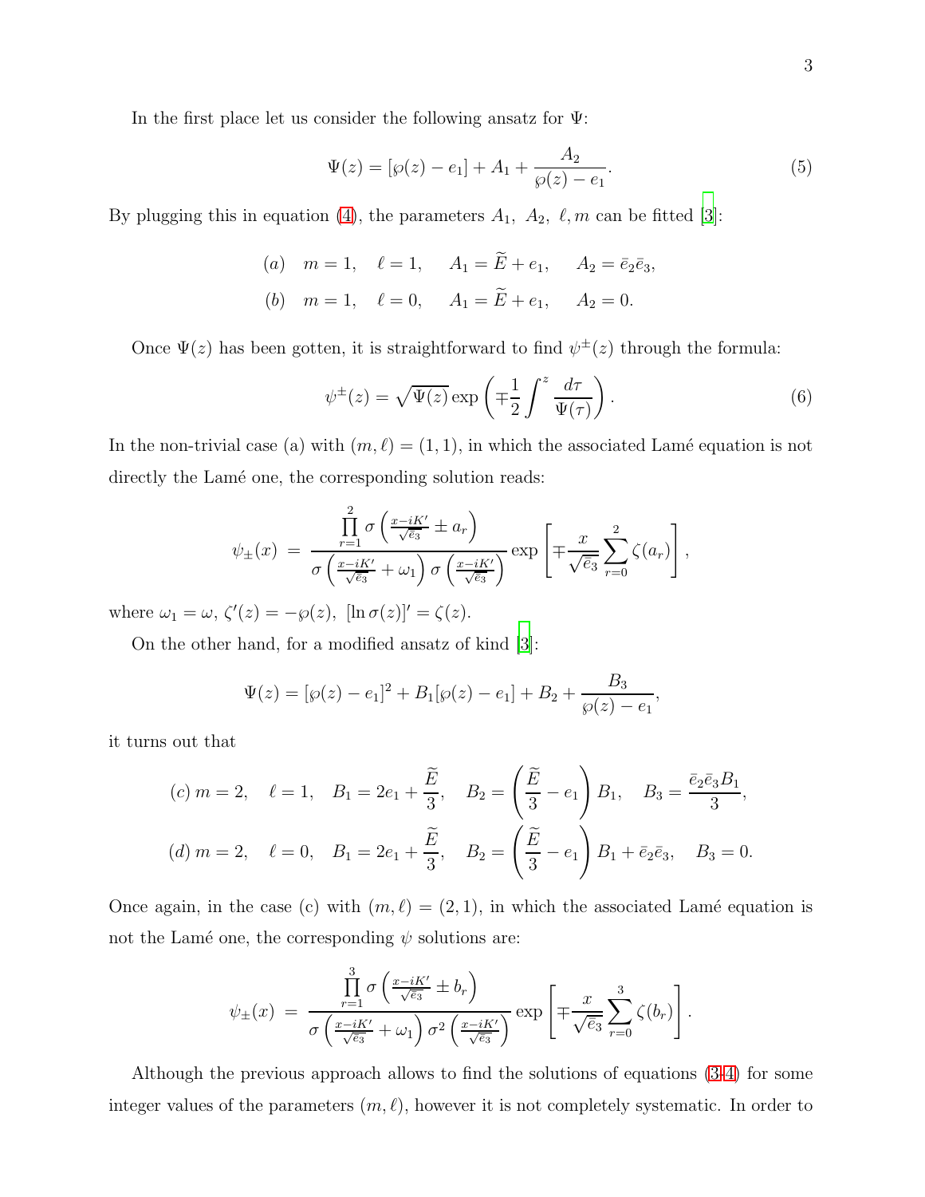In the first place let us consider the following ansatz for $\Psi$:

$$\Psi(z) = [\wp(z) - e_1] + A_1 + \frac{A_2}{\wp(z) - e_1}. \tag{5}$$

By plugging this in equation (4), the parameters $A_1,\ A_2,\ \ell, m$ can be fitted [3]:

$$(a) \quad m = 1, \quad \ell = 1, \quad A_1 = \widetilde{E} + e_1, \quad A_2 = \bar{e}_2\bar{e}_3,$$
$$(b) \quad m = 1, \quad \ell = 0, \quad A_1 = \widetilde{E} + e_1, \quad A_2 = 0.$$

Once $\Psi(z)$ has been gotten, it is straightforward to find $\psi^{\pm}(z)$ through the formula:

$$\psi^{\pm}(z) = \sqrt{\Psi(z)} \exp\left(\mp\frac{1}{2}\int^z \frac{d\tau}{\Psi(\tau)}\right). \tag{6}$$

In the non-trivial case (a) with $(m, \ell) = (1, 1)$, in which the associated Lamé equation is not directly the Lamé one, the corresponding solution reads:

$$\psi_{\pm}(x) \;=\; \frac{\prod_{r=1}^{2} \sigma\left(\frac{x - iK'}{\sqrt{\bar{e}_3}} \pm a_r\right)}{\sigma\left(\frac{x-iK'}{\sqrt{\bar{e}_3}} + \omega_1\right)\sigma\left(\frac{x-iK'}{\sqrt{\bar{e}_3}}\right)} \exp\left[\mp\frac{x}{\sqrt{\bar{e}_3}}\sum_{r=0}^{2}\zeta(a_r)\right],$$

where $\omega_1 = \omega$, $\zeta'(z) = -\wp(z)$, $[\ln\sigma(z)]' = \zeta(z)$.

On the other hand, for a modified ansatz of kind [3]:

$$\Psi(z) = [\wp(z) - e_1]^2 + B_1[\wp(z) - e_1] + B_2 + \frac{B_3}{\wp(z) - e_1},$$

it turns out that

$$(c)\ m = 2, \quad \ell = 1, \quad B_1 = 2e_1 + \frac{\widetilde{E}}{3}, \quad B_2 = \left(\frac{\widetilde{E}}{3} - e_1\right)B_1, \quad B_3 = \frac{\bar{e}_2\bar{e}_3 B_1}{3},$$
$$(d)\ m = 2, \quad \ell = 0, \quad B_1 = 2e_1 + \frac{\widetilde{E}}{3}, \quad B_2 = \left(\frac{\widetilde{E}}{3} - e_1\right)B_1 + \bar{e}_2\bar{e}_3, \quad B_3 = 0.$$

Once again, in the case (c) with $(m, \ell) = (2, 1)$, in which the associated Lamé equation is not the Lamé one, the corresponding $\psi$ solutions are:

$$\psi_{\pm}(x) \;=\; \frac{\prod_{r=1}^{3} \sigma\left(\frac{x - iK'}{\sqrt{\bar{e}_3}} \pm b_r\right)}{\sigma\left(\frac{x-iK'}{\sqrt{\bar{e}_3}} + \omega_1\right)\sigma^2\left(\frac{x-iK'}{\sqrt{\bar{e}_3}}\right)} \exp\left[\mp\frac{x}{\sqrt{\bar{e}_3}}\sum_{r=0}^{3}\zeta(b_r)\right].$$

Although the previous approach allows to find the solutions of equations (3-4) for some integer values of the parameters $(m, \ell)$, however it is not completely systematic. In order to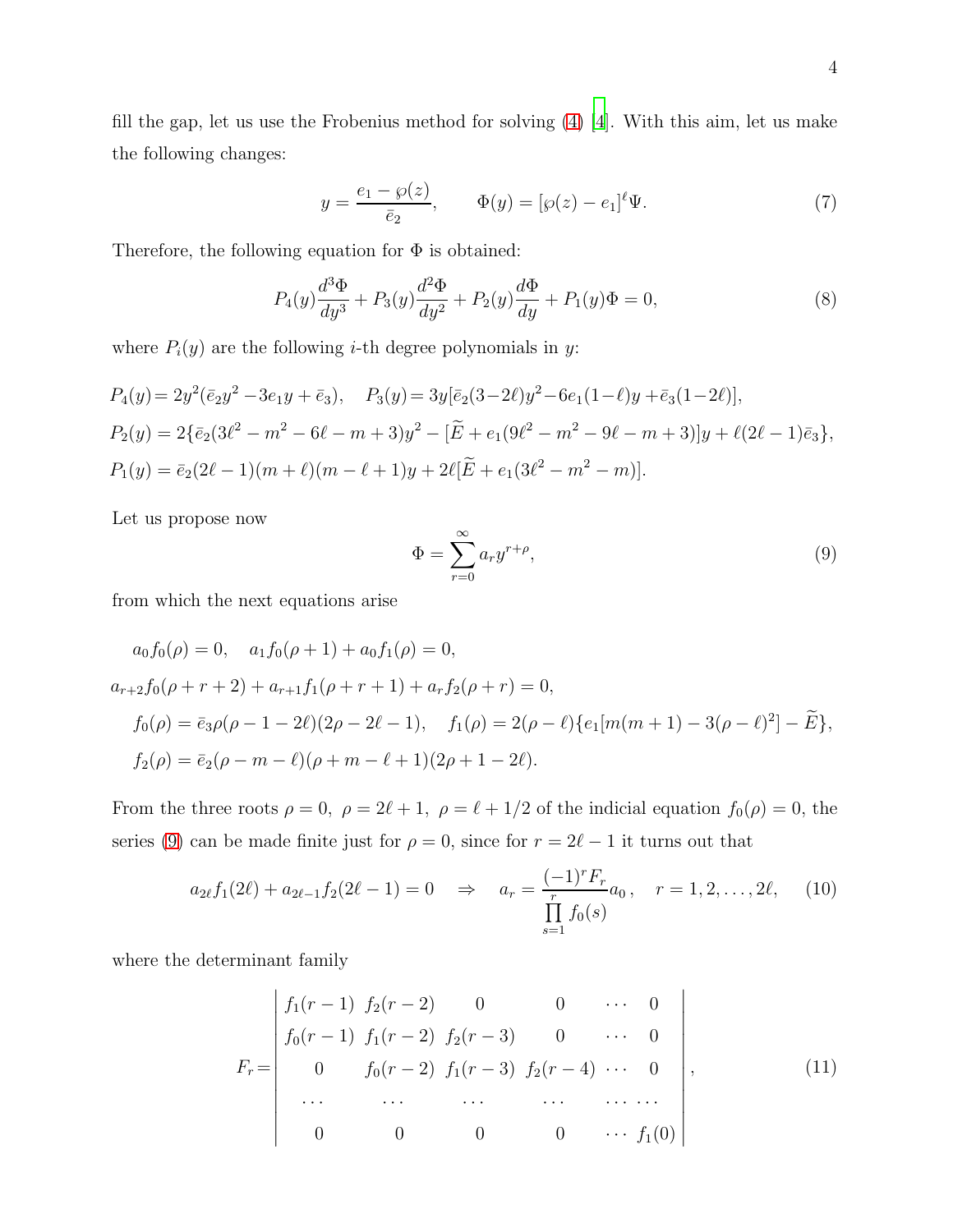fill the gap, let us use the Frobenius method for solving (4) [4]. With this aim, let us make the following changes:

$$y = \frac{e_1 - \wp(z)}{\bar{e}_2}, \qquad \Phi(y) = [\wp(z) - e_1]^{\ell}\Psi. \tag{7}$$

Therefore, the following equation for $\Phi$ is obtained:

$$P_4(y)\frac{d^3\Phi}{dy^3} + P_3(y)\frac{d^2\Phi}{dy^2} + P_2(y)\frac{d\Phi}{dy} + P_1(y)\Phi = 0, \tag{8}$$

where $P_i(y)$ are the following $i$-th degree polynomials in $y$:

$$P_4(y) = 2y^2(\bar{e}_2 y^2 - 3e_1 y + \bar{e}_3), \quad P_3(y) = 3y[\bar{e}_2(3-2\ell)y^2 - 6e_1(1-\ell)y + \bar{e}_3(1-2\ell)],$$

$$P_2(y) = 2\{\bar{e}_2(3\ell^2 - m^2 - 6\ell - m + 3)y^2 - [\widetilde{E} + e_1(9\ell^2 - m^2 - 9\ell - m + 3)]y + \ell(2\ell-1)\bar{e}_3\},$$

$$P_1(y) = \bar{e}_2(2\ell-1)(m+\ell)(m-\ell+1)y + 2\ell[\widetilde{E} + e_1(3\ell^2 - m^2 - m)].$$

Let us propose now

$$\Phi = \sum_{r=0}^{\infty} a_r y^{r+\rho}, \tag{9}$$

from which the next equations arise

$$a_0 f_0(\rho) = 0, \quad a_1 f_0(\rho+1) + a_0 f_1(\rho) = 0,$$

$$a_{r+2} f_0(\rho+r+2) + a_{r+1} f_1(\rho+r+1) + a_r f_2(\rho+r) = 0,$$

$$f_0(\rho) = \bar{e}_3\rho(\rho - 1 - 2\ell)(2\rho - 2\ell - 1), \quad f_1(\rho) = 2(\rho-\ell)\{e_1[m(m+1) - 3(\rho-\ell)^2] - \widetilde{E}\},$$

$$f_2(\rho) = \bar{e}_2(\rho - m - \ell)(\rho + m - \ell + 1)(2\rho + 1 - 2\ell).$$

From the three roots $\rho = 0$, $\rho = 2\ell + 1$, $\rho = \ell + 1/2$ of the indicial equation $f_0(\rho) = 0$, the series (9) can be made finite just for $\rho = 0$, since for $r = 2\ell - 1$ it turns out that

$$a_{2\ell} f_1(2\ell) + a_{2\ell-1} f_2(2\ell-1) = 0 \quad \Rightarrow \quad a_r = \frac{(-1)^r F_r}{\prod_{s=1}^{r} f_0(s)} a_0, \quad r = 1, 2, \ldots, 2\ell, \tag{10}$$

where the determinant family

$$F_r = \begin{vmatrix} f_1(r-1) & f_2(r-2) & 0 & 0 & \cdots & 0 \\ f_0(r-1) & f_1(r-2) & f_2(r-3) & 0 & \cdots & 0 \\ 0 & f_0(r-2) & f_1(r-3) & f_2(r-4) & \cdots & 0 \\ \cdots & \cdots & \cdots & \cdots & \cdots & \cdots \\ 0 & 0 & 0 & 0 & \cdots & f_1(0) \end{vmatrix}, \tag{11}$$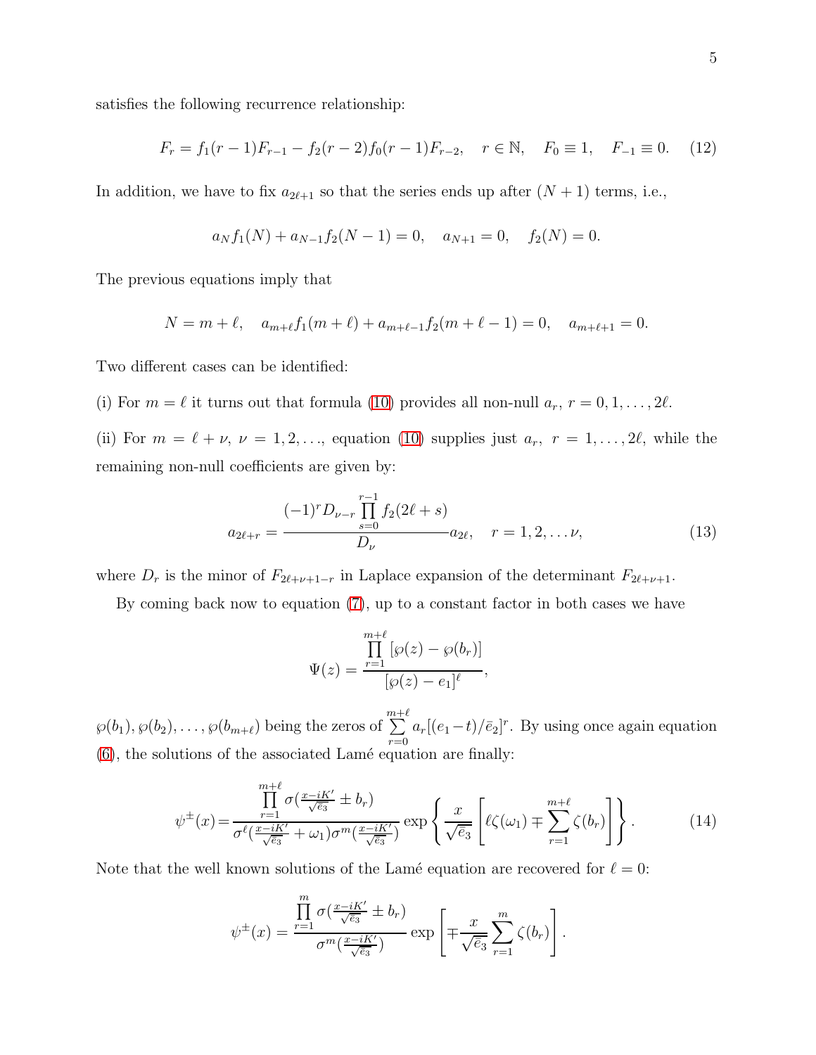satisfies the following recurrence relationship:

$$F_r = f_1(r-1)F_{r-1} - f_2(r-2)f_0(r-1)F_{r-2}, \quad r \in \mathbb{N}, \quad F_0 \equiv 1, \quad F_{-1} \equiv 0. \tag{12}$$

In addition, we have to fix $a_{2\ell+1}$ so that the series ends up after $(N+1)$ terms, i.e.,

$$a_N f_1(N) + a_{N-1} f_2(N-1) = 0, \quad a_{N+1} = 0, \quad f_2(N) = 0.$$

The previous equations imply that

$$N = m + \ell, \quad a_{m+\ell} f_1(m+\ell) + a_{m+\ell-1} f_2(m+\ell-1) = 0, \quad a_{m+\ell+1} = 0.$$

Two different cases can be identified:

(i) For $m = \ell$ it turns out that formula (10) provides all non-null $a_r$, $r = 0, 1, \ldots, 2\ell$.

(ii) For $m = \ell + \nu$, $\nu = 1, 2, \ldots$, equation (10) supplies just $a_r$, $r = 1, \ldots, 2\ell$, while the remaining non-null coefficients are given by:

$$a_{2\ell+r} = \frac{(-1)^r D_{\nu-r} \prod_{s=0}^{r-1} f_2(2\ell+s)}{D_\nu} a_{2\ell}, \quad r = 1, 2, \ldots \nu, \tag{13}$$

where $D_r$ is the minor of $F_{2\ell+\nu+1-r}$ in Laplace expansion of the determinant $F_{2\ell+\nu+1}$.

By coming back now to equation (7), up to a constant factor in both cases we have

$$\Psi(z) = \frac{\prod_{r=1}^{m+\ell} [\wp(z) - \wp(b_r)]}{[\wp(z) - e_1]^\ell},$$

$\wp(b_1), \wp(b_2), \ldots, \wp(b_{m+\ell})$ being the zeros of $\sum_{r=0}^{m+\ell} a_r [(e_1 - t)/\bar{e}_2]^r$. By using once again equation (6), the solutions of the associated Lamé equation are finally:

$$\psi^\pm(x) = \frac{\prod_{r=1}^{m+\ell} \sigma(\frac{x-iK'}{\sqrt{\bar{e}_3}} \pm b_r)}{\sigma^\ell(\frac{x-iK'}{\sqrt{\bar{e}_3}} + \omega_1)\sigma^m(\frac{x-iK'}{\sqrt{\bar{e}_3}})} \exp\left\{ \frac{x}{\sqrt{\bar{e}_3}} \left[ \ell\zeta(\omega_1) \mp \sum_{r=1}^{m+\ell} \zeta(b_r) \right] \right\}. \tag{14}$$

Note that the well known solutions of the Lamé equation are recovered for $\ell = 0$:

$$\psi^\pm(x) = \frac{\prod_{r=1}^{m} \sigma(\frac{x-iK'}{\sqrt{\bar{e}_3}} \pm b_r)}{\sigma^m(\frac{x-iK'}{\sqrt{\bar{e}_3}})} \exp\left[ \mp \frac{x}{\sqrt{\bar{e}_3}} \sum_{r=1}^{m} \zeta(b_r) \right].$$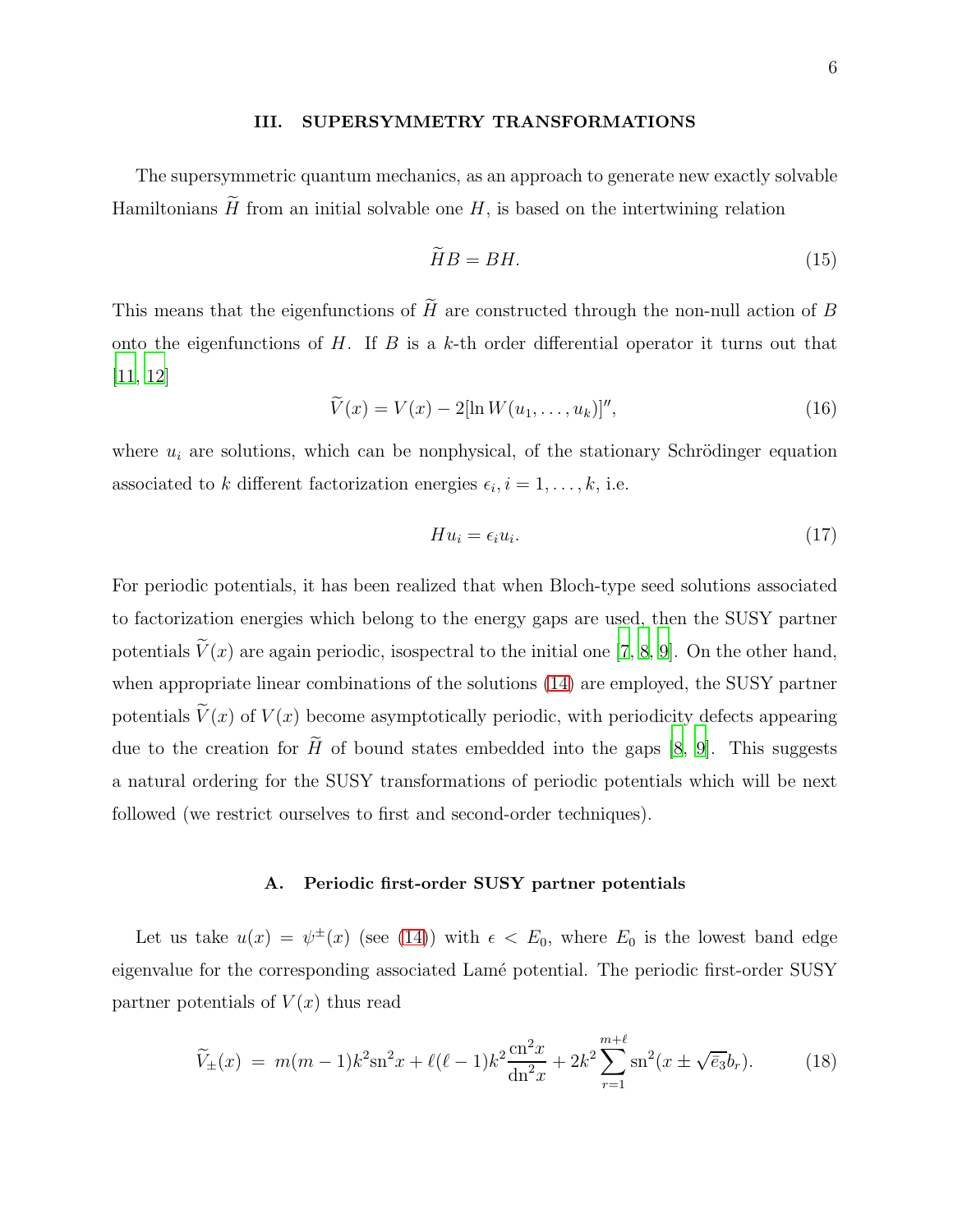## III. SUPERSYMMETRY TRANSFORMATIONS

The supersymmetric quantum mechanics, as an approach to generate new exactly solvable Hamiltonians $\widetilde{H}$ from an initial solvable one $H$, is based on the intertwining relation

$$\widetilde{H}B = BH. \tag{15}$$

This means that the eigenfunctions of $\widetilde{H}$ are constructed through the non-null action of $B$ onto the eigenfunctions of $H$. If $B$ is a $k$-th order differential operator it turns out that [11, 12]

$$\widetilde{V}(x) = V(x) - 2[\ln W(u_1, \ldots, u_k)]'', \tag{16}$$

where $u_i$ are solutions, which can be nonphysical, of the stationary Schrödinger equation associated to $k$ different factorization energies $\epsilon_i, i = 1, \ldots, k$, i.e.

$$Hu_i = \epsilon_i u_i. \tag{17}$$

For periodic potentials, it has been realized that when Bloch-type seed solutions associated to factorization energies which belong to the energy gaps are used, then the SUSY partner potentials $\widetilde{V}(x)$ are again periodic, isospectral to the initial one [7, 8, 9]. On the other hand, when appropriate linear combinations of the solutions (14) are employed, the SUSY partner potentials $\widetilde{V}(x)$ of $V(x)$ become asymptotically periodic, with periodicity defects appearing due to the creation for $\widetilde{H}$ of bound states embedded into the gaps [8, 9]. This suggests a natural ordering for the SUSY transformations of periodic potentials which will be next followed (we restrict ourselves to first and second-order techniques).

### A. Periodic first-order SUSY partner potentials

Let us take $u(x) = \psi^{\pm}(x)$ (see (14)) with $\epsilon < E_0$, where $E_0$ is the lowest band edge eigenvalue for the corresponding associated Lamé potential. The periodic first-order SUSY partner potentials of $V(x)$ thus read

$$\widetilde{V}_{\pm}(x) \ = \ m(m-1)k^2\mathrm{sn}^2x + \ell(\ell-1)k^2\frac{\mathrm{cn}^2x}{\mathrm{dn}^2x} + 2k^2\sum_{r=1}^{m+\ell}\mathrm{sn}^2(x \pm \sqrt{\bar{e}_3}b_r). \tag{18}$$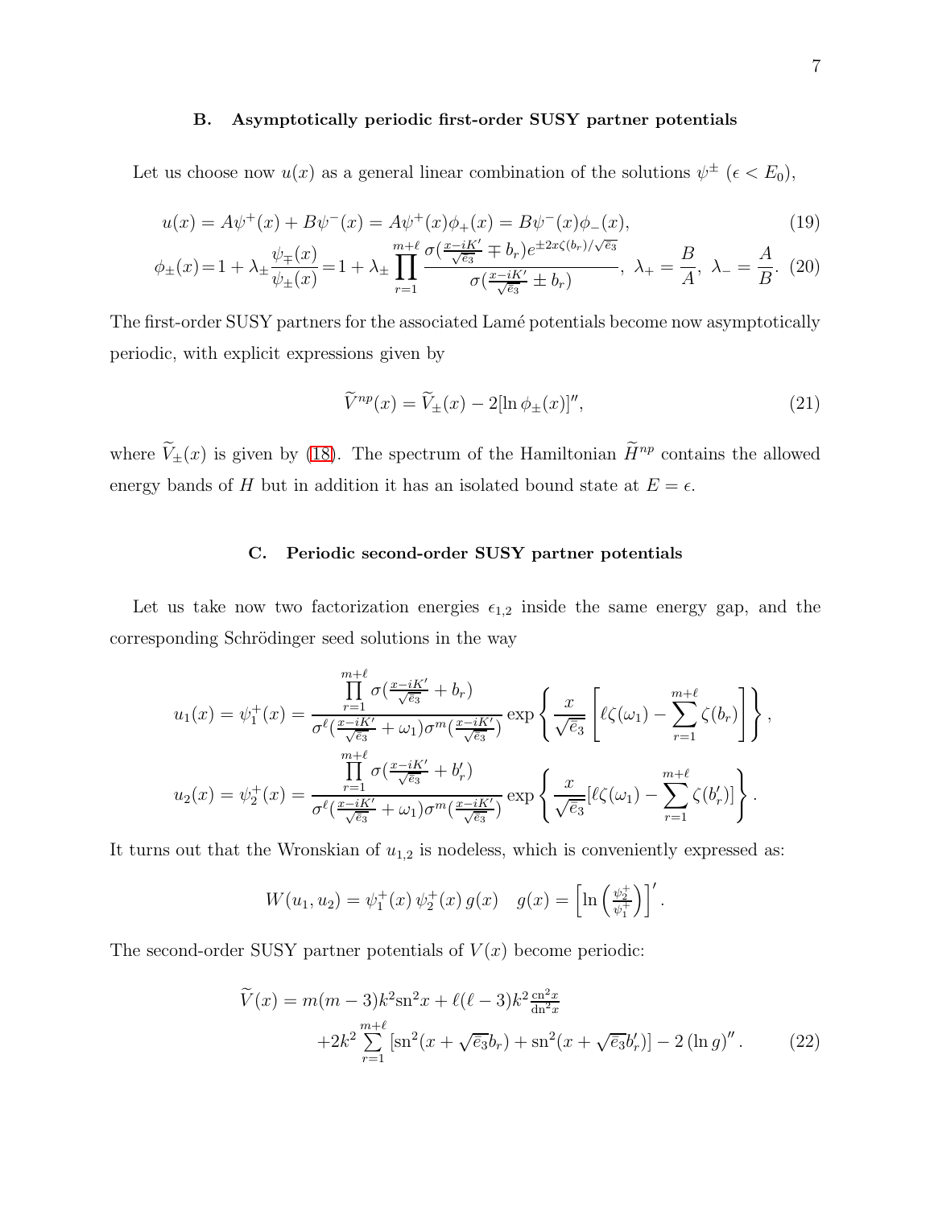### B. Asymptotically periodic first-order SUSY partner potentials

Let us choose now $u(x)$ as a general linear combination of the solutions $\psi^{\pm}$ ($\epsilon < E_0$),

$$u(x) = A\psi^{+}(x) + B\psi^{-}(x) = A\psi^{+}(x)\phi_{+}(x) = B\psi^{-}(x)\phi_{-}(x), \tag{19}$$

$$\phi_{\pm}(x) = 1 + \lambda_{\pm}\frac{\psi_{\mp}(x)}{\psi_{\pm}(x)} = 1 + \lambda_{\pm}\prod_{r=1}^{m+\ell}\frac{\sigma(\frac{x-iK'}{\sqrt{\bar{e}_3}} \mp b_r)e^{\pm 2x\zeta(b_r)/\sqrt{\bar{e}_3}}}{\sigma(\frac{x-iK'}{\sqrt{\bar{e}_3}} \pm b_r)},\ \lambda_{+} = \frac{B}{A},\ \lambda_{-} = \frac{A}{B}. \tag{20}$$

The first-order SUSY partners for the associated Lamé potentials become now asymptotically periodic, with explicit expressions given by

$$\widetilde{V}^{np}(x) = \widetilde{V}_{\pm}(x) - 2[\ln\phi_{\pm}(x)]'', \tag{21}$$

where $\widetilde{V}_{\pm}(x)$ is given by (18). The spectrum of the Hamiltonian $\widetilde{H}^{np}$ contains the allowed energy bands of $H$ but in addition it has an isolated bound state at $E = \epsilon$.

### C. Periodic second-order SUSY partner potentials

Let us take now two factorization energies $\epsilon_{1,2}$ inside the same energy gap, and the corresponding Schrödinger seed solutions in the way

$$u_1(x) = \psi_1^{+}(x) = \frac{\prod_{r=1}^{m+\ell}\sigma(\frac{x-iK'}{\sqrt{\bar{e}_3}} + b_r)}{\sigma^{\ell}(\frac{x-iK'}{\sqrt{\bar{e}_3}} + \omega_1)\sigma^{m}(\frac{x-iK'}{\sqrt{\bar{e}_3}})}\exp\left\{\frac{x}{\sqrt{\bar{e}_3}}\left[\ell\zeta(\omega_1) - \sum_{r=1}^{m+\ell}\zeta(b_r)\right]\right\},$$

$$u_2(x) = \psi_2^{+}(x) = \frac{\prod_{r=1}^{m+\ell}\sigma(\frac{x-iK'}{\sqrt{\bar{e}_3}} + b_r')}{\sigma^{\ell}(\frac{x-iK'}{\sqrt{\bar{e}_3}} + \omega_1)\sigma^{m}(\frac{x-iK'}{\sqrt{\bar{e}_3}})}\exp\left\{\frac{x}{\sqrt{\bar{e}_3}}[\ell\zeta(\omega_1) - \sum_{r=1}^{m+\ell}\zeta(b_r')]\right\}.$$

It turns out that the Wronskian of $u_{1,2}$ is nodeless, which is conveniently expressed as:

$$W(u_1, u_2) = \psi_1^{+}(x)\,\psi_2^{+}(x)\,g(x) \quad g(x) = \left[\ln\left(\frac{\psi_2^{+}}{\psi_1^{+}}\right)\right]'.$$

The second-order SUSY partner potentials of $V(x)$ become periodic:

$$\begin{aligned}\widetilde{V}(x) = {} & m(m-3)k^2\mathrm{sn}^2x + \ell(\ell-3)k^2\frac{\mathrm{cn}^2x}{\mathrm{dn}^2x} \\ & + 2k^2\sum_{r=1}^{m+\ell}[\mathrm{sn}^2(x+\sqrt{\bar{e}_3}b_r) + \mathrm{sn}^2(x+\sqrt{\bar{e}_3}b_r')] - 2\left(\ln g\right)''.\end{aligned} \tag{22}$$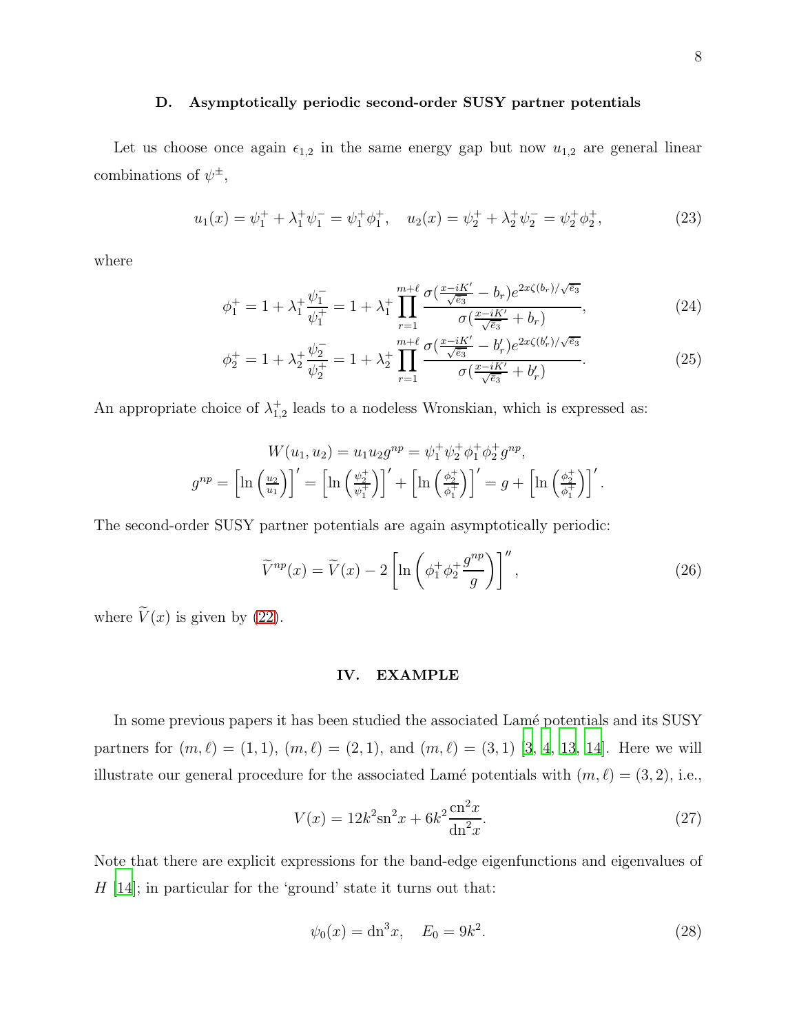### D. Asymptotically periodic second-order SUSY partner potentials

Let us choose once again $\epsilon_{1,2}$ in the same energy gap but now $u_{1,2}$ are general linear combinations of $\psi^{\pm}$,

$$u_1(x) = \psi_1^+ + \lambda_1^+ \psi_1^- = \psi_1^+ \phi_1^+, \quad u_2(x) = \psi_2^+ + \lambda_2^+ \psi_2^- = \psi_2^+ \phi_2^+, \tag{23}$$

where

$$\phi_1^+ = 1 + \lambda_1^+ \frac{\psi_1^-}{\psi_1^+} = 1 + \lambda_1^+ \prod_{r=1}^{m+\ell} \frac{\sigma(\frac{x-iK'}{\sqrt{e_3}} - b_r) e^{2x\zeta(b_r)/\sqrt{e_3}}}{\sigma(\frac{x-iK'}{\sqrt{e_3}} + b_r)}, \tag{24}$$

$$\phi_2^+ = 1 + \lambda_2^+ \frac{\psi_2^-}{\psi_2^+} = 1 + \lambda_2^+ \prod_{r=1}^{m+\ell} \frac{\sigma(\frac{x-iK'}{\sqrt{e_3}} - b_r') e^{2x\zeta(b_r')/\sqrt{e_3}}}{\sigma(\frac{x-iK'}{\sqrt{e_3}} + b_r')}. \tag{25}$$

An appropriate choice of $\lambda_{1,2}^+$ leads to a nodeless Wronskian, which is expressed as:

$$W(u_1, u_2) = u_1 u_2 g^{np} = \psi_1^+ \psi_2^+ \phi_1^+ \phi_2^+ g^{np},$$
$$g^{np} = \left[\ln\left(\tfrac{u_2}{u_1}\right)\right]' = \left[\ln\left(\tfrac{\psi_2^+}{\psi_1^+}\right)\right]' + \left[\ln\left(\tfrac{\phi_2^+}{\phi_1^+}\right)\right]' = g + \left[\ln\left(\tfrac{\phi_2^+}{\phi_1^+}\right)\right]'.$$

The second-order SUSY partner potentials are again asymptotically periodic:

$$\widetilde{V}^{np}(x) = \widetilde{V}(x) - 2\left[\ln\left(\phi_1^+ \phi_2^+ \frac{g^{np}}{g}\right)\right]'', \tag{26}$$

where $\widetilde{V}(x)$ is given by (22).

## IV. EXAMPLE

In some previous papers it has been studied the associated Lamé potentials and its SUSY partners for $(m, \ell) = (1, 1)$, $(m, \ell) = (2, 1)$, and $(m, \ell) = (3, 1)$ [3, 4, 13, 14]. Here we will illustrate our general procedure for the associated Lamé potentials with $(m, \ell) = (3, 2)$, i.e.,

$$V(x) = 12k^2 \text{sn}^2 x + 6k^2 \frac{\text{cn}^2 x}{\text{dn}^2 x}. \tag{27}$$

Note that there are explicit expressions for the band-edge eigenfunctions and eigenvalues of $H$ [14]; in particular for the 'ground' state it turns out that:

$$\psi_0(x) = \text{dn}^3 x, \quad E_0 = 9k^2. \tag{28}$$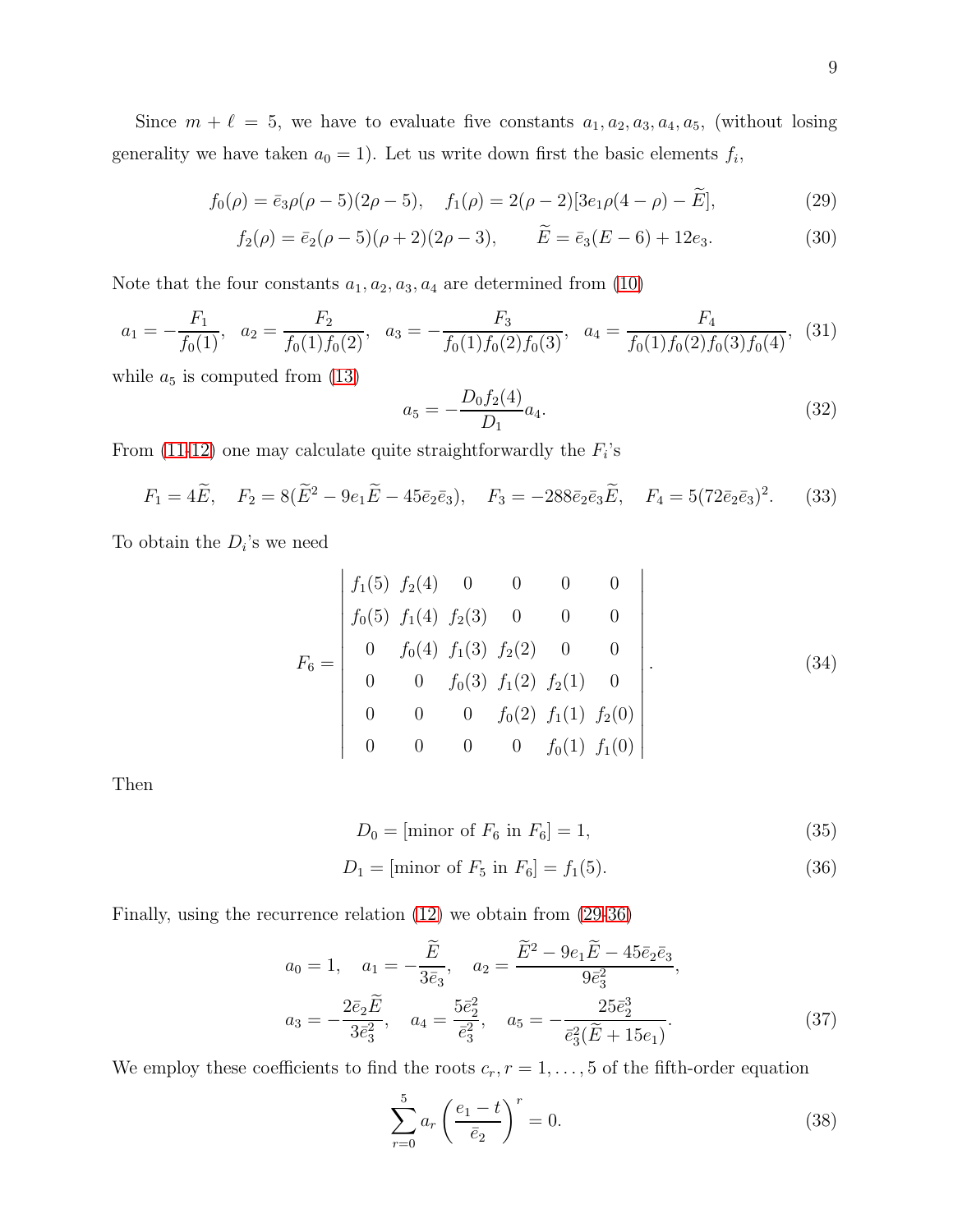Since $m + \ell = 5$, we have to evaluate five constants $a_1, a_2, a_3, a_4, a_5$, (without losing generality we have taken $a_0 = 1$). Let us write down first the basic elements $f_i$,

$$f_0(\rho) = \bar{e}_3 \rho(\rho - 5)(2\rho - 5), \quad f_1(\rho) = 2(\rho - 2)[3e_1\rho(4 - \rho) - \widetilde{E}], \tag{29}$$

$$f_2(\rho) = \bar{e}_2(\rho - 5)(\rho + 2)(2\rho - 3), \qquad \widetilde{E} = \bar{e}_3(E - 6) + 12e_3. \tag{30}$$

Note that the four constants $a_1, a_2, a_3, a_4$ are determined from (10)

$$a_1 = -\frac{F_1}{f_0(1)}, \quad a_2 = \frac{F_2}{f_0(1)f_0(2)}, \quad a_3 = -\frac{F_3}{f_0(1)f_0(2)f_0(3)}, \quad a_4 = \frac{F_4}{f_0(1)f_0(2)f_0(3)f_0(4)}, \tag{31}$$

while $a_5$ is computed from (13)

$$a_5 = -\frac{D_0 f_2(4)}{D_1} a_4. \tag{32}$$

From (11-12) one may calculate quite straightforwardly the $F_i$'s

$$F_1 = 4\widetilde{E}, \quad F_2 = 8(\widetilde{E}^2 - 9e_1\widetilde{E} - 45\bar{e}_2\bar{e}_3), \quad F_3 = -288\bar{e}_2\bar{e}_3\widetilde{E}, \quad F_4 = 5(72\bar{e}_2\bar{e}_3)^2. \tag{33}$$

To obtain the $D_i$'s we need

$$F_6 = \begin{vmatrix} f_1(5) & f_2(4) & 0 & 0 & 0 & 0 \\ f_0(5) & f_1(4) & f_2(3) & 0 & 0 & 0 \\ 0 & f_0(4) & f_1(3) & f_2(2) & 0 & 0 \\ 0 & 0 & f_0(3) & f_1(2) & f_2(1) & 0 \\ 0 & 0 & 0 & f_0(2) & f_1(1) & f_2(0) \\ 0 & 0 & 0 & 0 & f_0(1) & f_1(0) \end{vmatrix}. \tag{34}$$

Then

$$D_0 = [\text{minor of } F_6 \text{ in } F_6] = 1, \tag{35}$$

$$D_1 = [\text{minor of } F_5 \text{ in } F_6] = f_1(5). \tag{36}$$

Finally, using the recurrence relation (12) we obtain from (29-36)

$$\begin{aligned} a_0 = 1, \quad a_1 = -\frac{\widetilde{E}}{3\bar{e}_3}, \quad a_2 = \frac{\widetilde{E}^2 - 9e_1\widetilde{E} - 45\bar{e}_2\bar{e}_3}{9\bar{e}_3^2}, \\ a_3 = -\frac{2\bar{e}_2\widetilde{E}}{3\bar{e}_3^2}, \quad a_4 = \frac{5\bar{e}_2^2}{\bar{e}_3^2}, \quad a_5 = -\frac{25\bar{e}_2^3}{\bar{e}_3^2(\widetilde{E} + 15e_1)}. \end{aligned} \tag{37}$$

We employ these coefficients to find the roots $c_r, r = 1, \ldots, 5$ of the fifth-order equation

$$\sum_{r=0}^{5} a_r \left( \frac{e_1 - t}{\bar{e}_2} \right)^r = 0. \tag{38}$$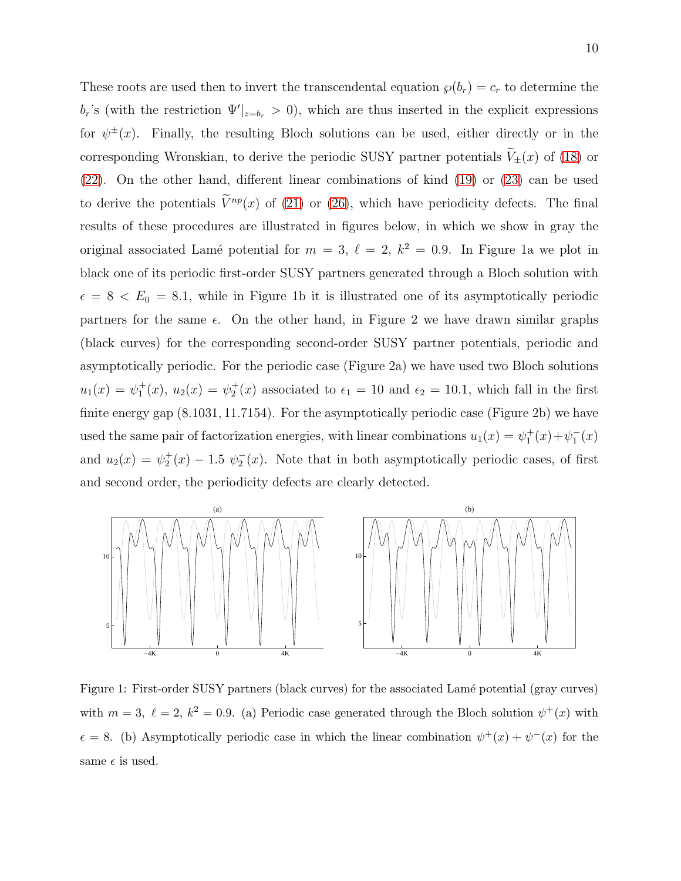These roots are used then to invert the transcendental equation $\wp(b_r) = c_r$ to determine the $b_r$'s (with the restriction $\Psi'|_{z=b_r} > 0$), which are thus inserted in the explicit expressions for $\psi^{\pm}(x)$. Finally, the resulting Bloch solutions can be used, either directly or in the corresponding Wronskian, to derive the periodic SUSY partner potentials $\widetilde{V}_{\pm}(x)$ of (18) or (22). On the other hand, different linear combinations of kind (19) or (23) can be used to derive the potentials $\widetilde{V}^{np}(x)$ of (21) or (26), which have periodicity defects. The final results of these procedures are illustrated in figures below, in which we show in gray the original associated Lamé potential for $m = 3$, $\ell = 2$, $k^2 = 0.9$. In Figure 1a we plot in black one of its periodic first-order SUSY partners generated through a Bloch solution with $\epsilon = 8 < E_0 = 8.1$, while in Figure 1b it is illustrated one of its asymptotically periodic partners for the same $\epsilon$. On the other hand, in Figure 2 we have drawn similar graphs (black curves) for the corresponding second-order SUSY partner potentials, periodic and asymptotically periodic. For the periodic case (Figure 2a) we have used two Bloch solutions $u_1(x) = \psi_1^+(x)$, $u_2(x) = \psi_2^+(x)$ associated to $\epsilon_1 = 10$ and $\epsilon_2 = 10.1$, which fall in the first finite energy gap $(8.1031, 11.7154)$. For the asymptotically periodic case (Figure 2b) we have used the same pair of factorization energies, with linear combinations $u_1(x) = \psi_1^+(x) + \psi_1^-(x)$ and $u_2(x) = \psi_2^+(x) - 1.5\ \psi_2^-(x)$. Note that in both asymptotically periodic cases, of first and second order, the periodicity defects are clearly detected.

Figure 1: First-order SUSY partners (black curves) for the associated Lamé potential (gray curves) with $m = 3$, $\ell = 2$, $k^2 = 0.9$. (a) Periodic case generated through the Bloch solution $\psi^+(x)$ with $\epsilon = 8$. (b) Asymptotically periodic case in which the linear combination $\psi^+(x) + \psi^-(x)$ for the same $\epsilon$ is used.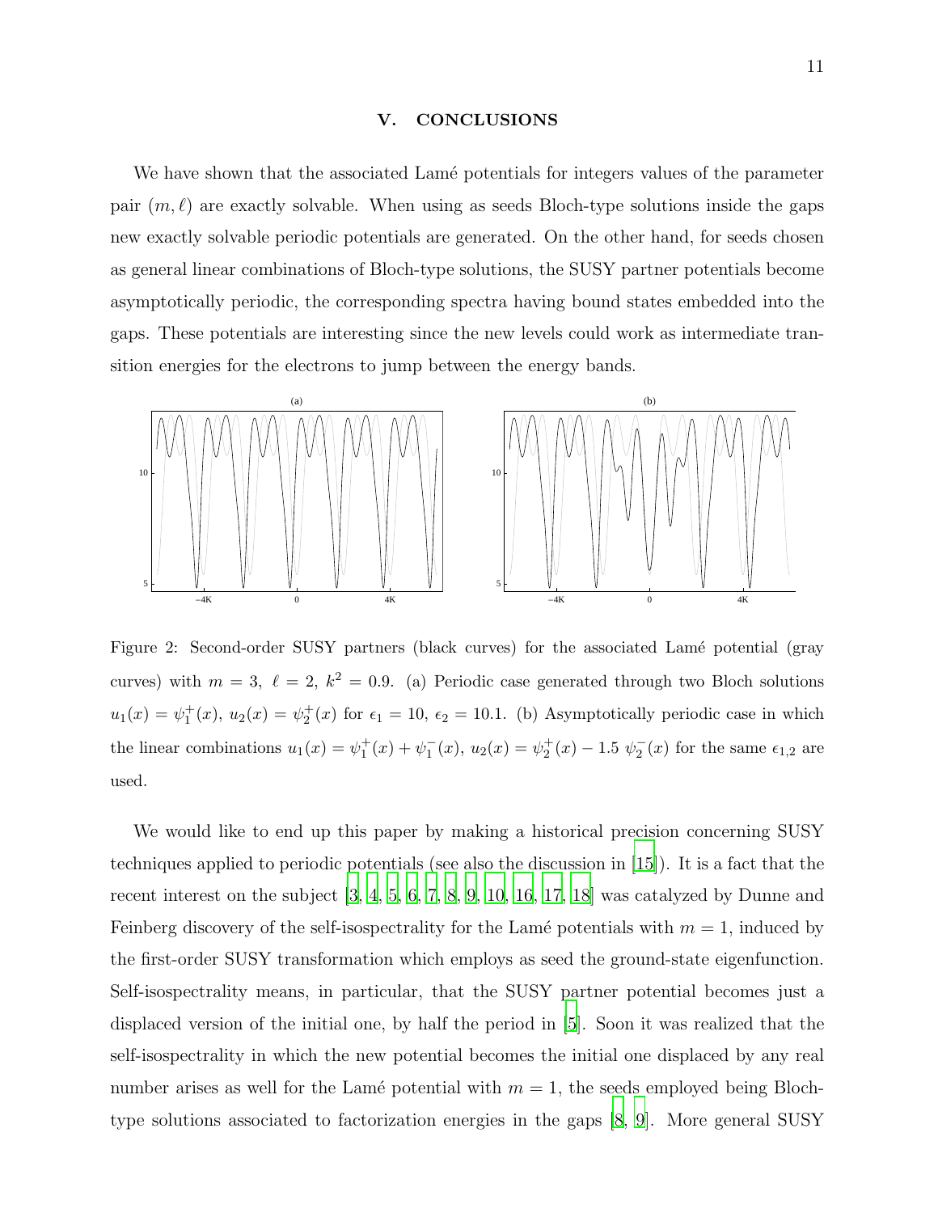## V. CONCLUSIONS

We have shown that the associated Lamé potentials for integers values of the parameter pair $(m, \ell)$ are exactly solvable. When using as seeds Bloch-type solutions inside the gaps new exactly solvable periodic potentials are generated. On the other hand, for seeds chosen as general linear combinations of Bloch-type solutions, the SUSY partner potentials become asymptotically periodic, the corresponding spectra having bound states embedded into the gaps. These potentials are interesting since the new levels could work as intermediate transition energies for the electrons to jump between the energy bands.

Figure 2: Second-order SUSY partners (black curves) for the associated Lamé potential (gray curves) with $m = 3$, $\ell = 2$, $k^2 = 0.9$. (a) Periodic case generated through two Bloch solutions $u_1(x) = \psi_1^+(x)$, $u_2(x) = \psi_2^+(x)$ for $\epsilon_1 = 10$, $\epsilon_2 = 10.1$. (b) Asymptotically periodic case in which the linear combinations $u_1(x) = \psi_1^+(x) + \psi_1^-(x)$, $u_2(x) = \psi_2^+(x) - 1.5\ \psi_2^-(x)$ for the same $\epsilon_{1,2}$ are used.

We would like to end up this paper by making a historical precision concerning SUSY techniques applied to periodic potentials (see also the discussion in [15]). It is a fact that the recent interest on the subject [3, 4, 5, 6, 7, 8, 9, 10, 16, 17, 18] was catalyzed by Dunne and Feinberg discovery of the self-isospectrality for the Lamé potentials with $m = 1$, induced by the first-order SUSY transformation which employs as seed the ground-state eigenfunction. Self-isospectrality means, in particular, that the SUSY partner potential becomes just a displaced version of the initial one, by half the period in [5]. Soon it was realized that the self-isospectrality in which the new potential becomes the initial one displaced by any real number arises as well for the Lamé potential with $m = 1$, the seeds employed being Bloch-type solutions associated to factorization energies in the gaps [8, 9]. More general SUSY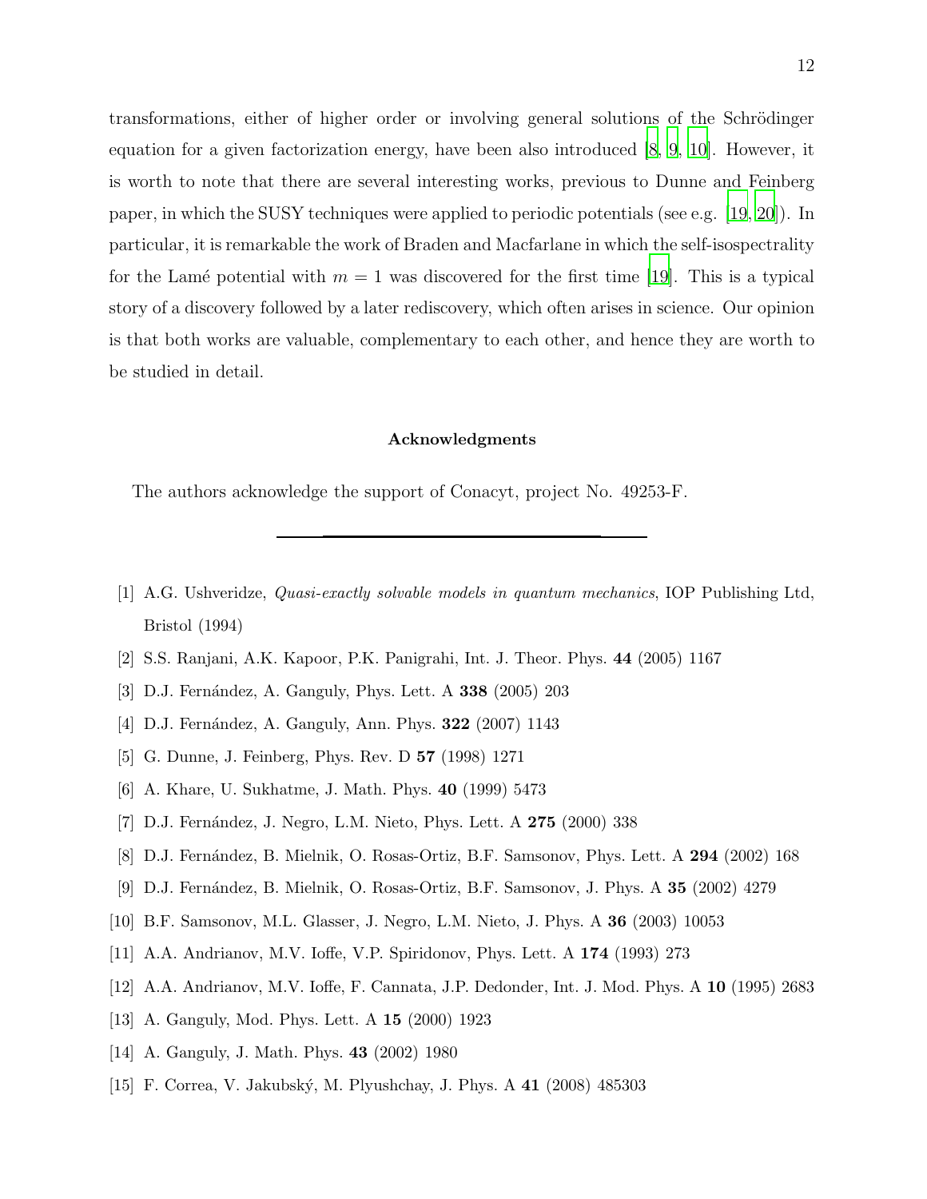transformations, either of higher order or involving general solutions of the Schrödinger equation for a given factorization energy, have been also introduced [8, 9, 10]. However, it is worth to note that there are several interesting works, previous to Dunne and Feinberg paper, in which the SUSY techniques were applied to periodic potentials (see e.g. [19, 20]). In particular, it is remarkable the work of Braden and Macfarlane in which the self-isospectrality for the Lamé potential with $m = 1$ was discovered for the first time [19]. This is a typical story of a discovery followed by a later rediscovery, which often arises in science. Our opinion is that both works are valuable, complementary to each other, and hence they are worth to be studied in detail.

### Acknowledgments

The authors acknowledge the support of Conacyt, project No. 49253-F.

---

[1] A.G. Ushveridze, *Quasi-exactly solvable models in quantum mechanics*, IOP Publishing Ltd, Bristol (1994)

[2] S.S. Ranjani, A.K. Kapoor, P.K. Panigrahi, Int. J. Theor. Phys. **44** (2005) 1167

[3] D.J. Fernández, A. Ganguly, Phys. Lett. A **338** (2005) 203

[4] D.J. Fernández, A. Ganguly, Ann. Phys. **322** (2007) 1143

[5] G. Dunne, J. Feinberg, Phys. Rev. D **57** (1998) 1271

[6] A. Khare, U. Sukhatme, J. Math. Phys. **40** (1999) 5473

[7] D.J. Fernández, J. Negro, L.M. Nieto, Phys. Lett. A **275** (2000) 338

[8] D.J. Fernández, B. Mielnik, O. Rosas-Ortiz, B.F. Samsonov, Phys. Lett. A **294** (2002) 168

[9] D.J. Fernández, B. Mielnik, O. Rosas-Ortiz, B.F. Samsonov, J. Phys. A **35** (2002) 4279

[10] B.F. Samsonov, M.L. Glasser, J. Negro, L.M. Nieto, J. Phys. A **36** (2003) 10053

[11] A.A. Andrianov, M.V. Ioffe, V.P. Spiridonov, Phys. Lett. A **174** (1993) 273

[12] A.A. Andrianov, M.V. Ioffe, F. Cannata, J.P. Dedonder, Int. J. Mod. Phys. A **10** (1995) 2683

[13] A. Ganguly, Mod. Phys. Lett. A **15** (2000) 1923

[14] A. Ganguly, J. Math. Phys. **43** (2002) 1980

[15] F. Correa, V. Jakubský, M. Plyushchay, J. Phys. A **41** (2008) 485303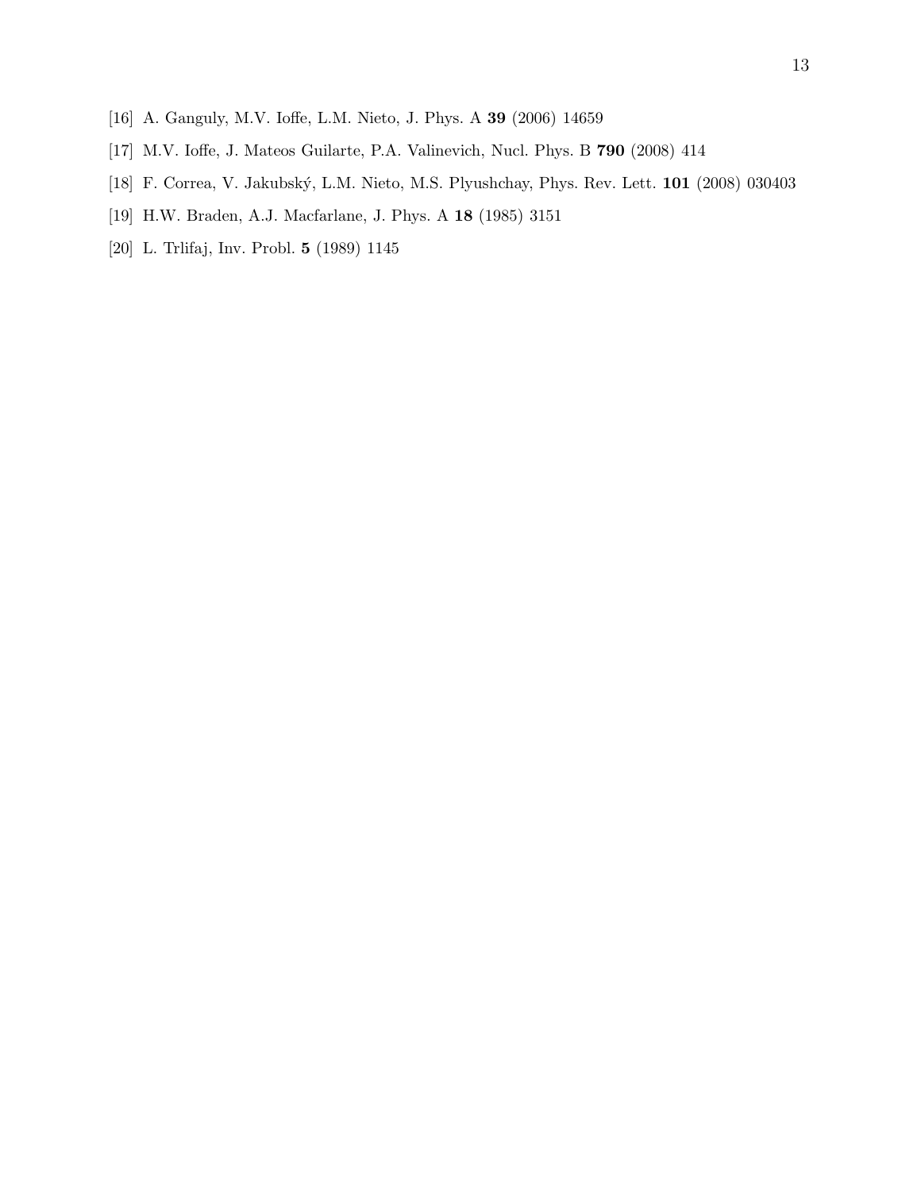[16] A. Ganguly, M.V. Ioffe, L.M. Nieto, J. Phys. A **39** (2006) 14659

[17] M.V. Ioffe, J. Mateos Guilarte, P.A. Valinevich, Nucl. Phys. B **790** (2008) 414

[18] F. Correa, V. Jakubský, L.M. Nieto, M.S. Plyushchay, Phys. Rev. Lett. **101** (2008) 030403

[19] H.W. Braden, A.J. Macfarlane, J. Phys. A **18** (1985) 3151

[20] L. Trlifaj, Inv. Probl. **5** (1989) 1145